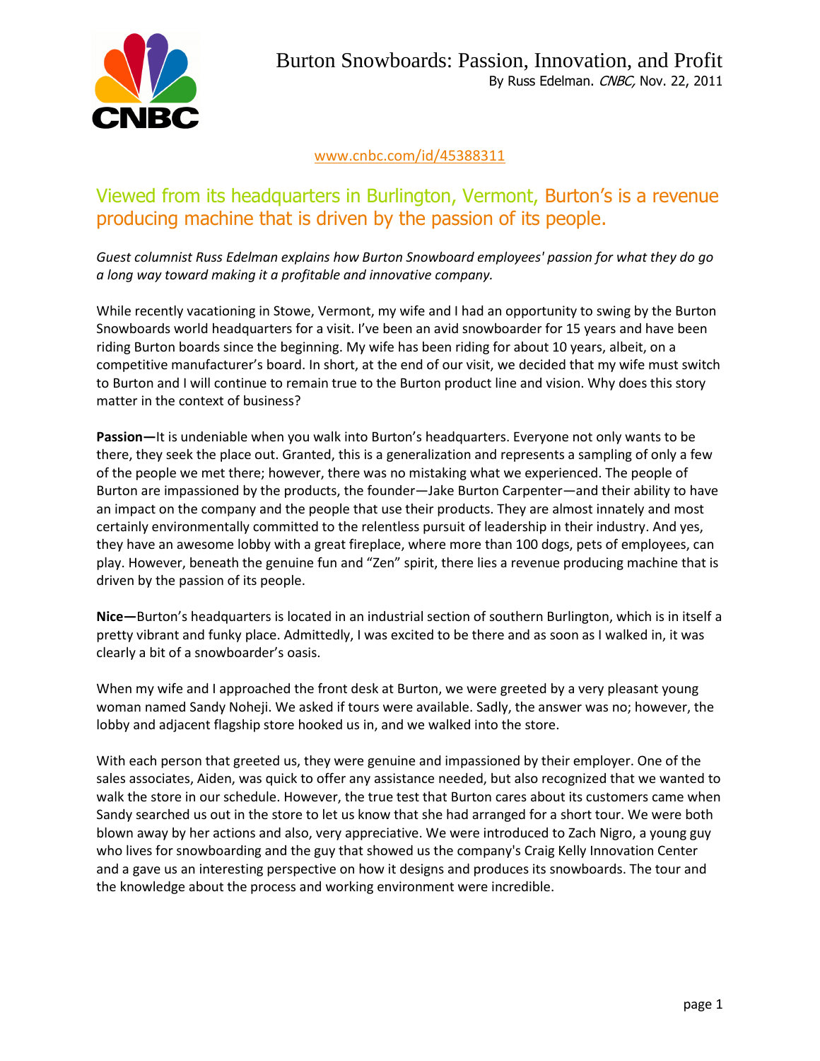# Burton Snowboards: Passion, Innovation, and Profit

By Russ Edelman. *CNBC,* Nov. 22, 2011

www.cnbc.com/id/45388311

## Viewed from its headquarters in Burlington, Vermont, Burton's is a revenue producing machine that is driven by the passion of its people.

*Guest columnist Russ Edelman explains how Burton Snowboard employees' passion for what they do go a long way toward making it a profitable and innovative company.*

While recently vacationing in Stowe, Vermont, my wife and I had an opportunity to swing by the Burton Snowboards world headquarters for a visit. I've been an avid snowboarder for 15 years and have been riding Burton boards since the beginning. My wife has been riding for about 10 years, albeit, on a competitive manufacturer's board. In short, at the end of our visit, we decided that my wife must switch to Burton and I will continue to remain true to the Burton product line and vision. Why does this story matter in the context of business?

**Passion—**It is undeniable when you walk into Burton's headquarters. Everyone not only wants to be there, they seek the place out. Granted, this is a generalization and represents a sampling of only a few of the people we met there; however, there was no mistaking what we experienced. The people of Burton are impassioned by the products, the founder—Jake Burton Carpenter—and their ability to have an impact on the company and the people that use their products. They are almost innately and most certainly environmentally committed to the relentless pursuit of leadership in their industry. And yes, they have an awesome lobby with a great fireplace, where more than 100 dogs, pets of employees, can play. However, beneath the genuine fun and "Zen" spirit, there lies a revenue producing machine that is driven by the passion of its people.

**Nice—**Burton's headquarters is located in an industrial section of southern Burlington, which is in itself a pretty vibrant and funky place. Admittedly, I was excited to be there and as soon as I walked in, it was clearly a bit of a snowboarder's oasis.

When my wife and I approached the front desk at Burton, we were greeted by a very pleasant young woman named Sandy Noheji. We asked if tours were available. Sadly, the answer was no; however, the lobby and adjacent flagship store hooked us in, and we walked into the store.

With each person that greeted us, they were genuine and impassioned by their employer. One of the sales associates, Aiden, was quick to offer any assistance needed, but also recognized that we wanted to walk the store in our schedule. However, the true test that Burton cares about its customers came when Sandy searched us out in the store to let us know that she had arranged for a short tour. We were both blown away by her actions and also, very appreciative. We were introduced to Zach Nigro, a young guy who lives for snowboarding and the guy that showed us the company's Craig Kelly Innovation Center and a gave us an interesting perspective on how it designs and produces its snowboards. The tour and the knowledge about the process and working environment were incredible.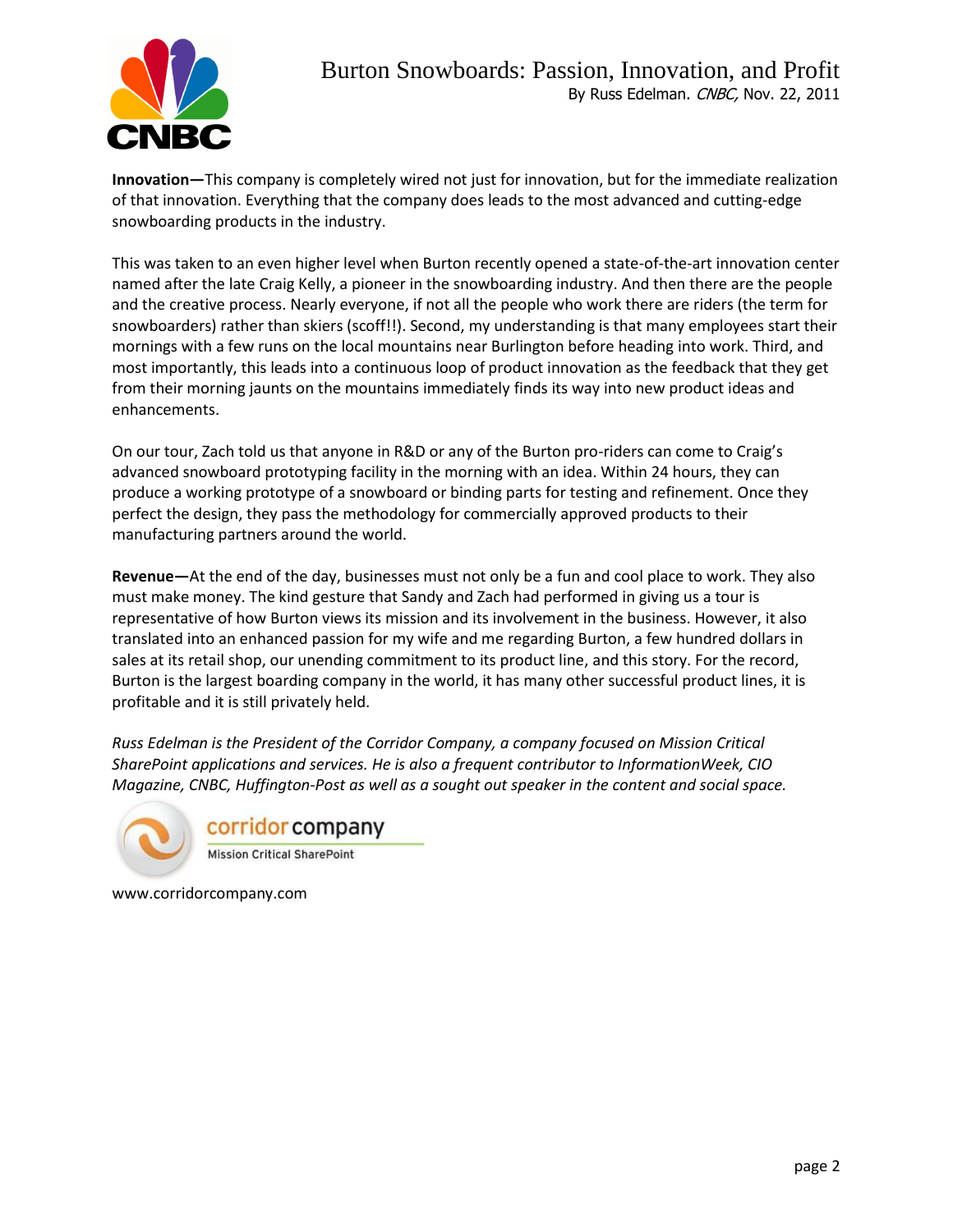**Innovation—**This company is completely wired not just for innovation, but for the immediate realization of that innovation. Everything that the company does leads to the most advanced and cutting-edge snowboarding products in the industry.

This was taken to an even higher level when Burton recently opened a state-of-the-art innovation center named after the late Craig Kelly, a pioneer in the snowboarding industry. And then there are the people and the creative process. Nearly everyone, if not all the people who work there are riders (the term for snowboarders) rather than skiers (scoff!!). Second, my understanding is that many employees start their mornings with a few runs on the local mountains near Burlington before heading into work. Third, and most importantly, this leads into a continuous loop of product innovation as the feedback that they get from their morning jaunts on the mountains immediately finds its way into new product ideas and enhancements.

On our tour, Zach told us that anyone in R&D or any of the Burton pro-riders can come to Craig's advanced snowboard prototyping facility in the morning with an idea. Within 24 hours, they can produce a working prototype of a snowboard or binding parts for testing and refinement. Once they perfect the design, they pass the methodology for commercially approved products to their manufacturing partners around the world.

**Revenue—**At the end of the day, businesses must not only be a fun and cool place to work. They also must make money. The kind gesture that Sandy and Zach had performed in giving us a tour is representative of how Burton views its mission and its involvement in the business. However, it also translated into an enhanced passion for my wife and me regarding Burton, a few hundred dollars in sales at its retail shop, our unending commitment to its product line, and this story. For the record, Burton is the largest boarding company in the world, it has many other successful product lines, it is profitable and it is still privately held.

*Russ Edelman is the President of the Corridor Company, a company focused on Mission Critical SharePoint applications and services. He is also a frequent contributor to InformationWeek, CIO Magazine, CNBC, Huffington-Post as well as a sought out speaker in the content and social space.*

corridor company

Mission Critical SharePoint

www.corridorcompany.com